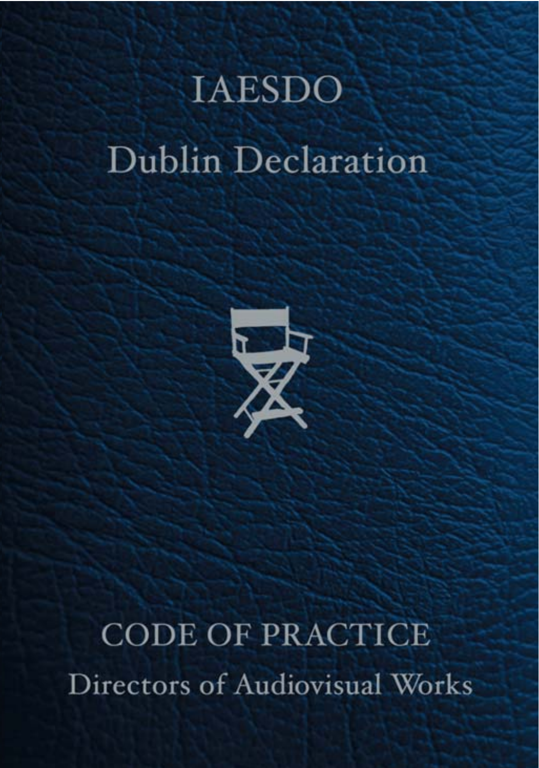# IAESDO

# Dublin Declaration

## CODE OF PRACTICE

## Directors of Audiovisual Works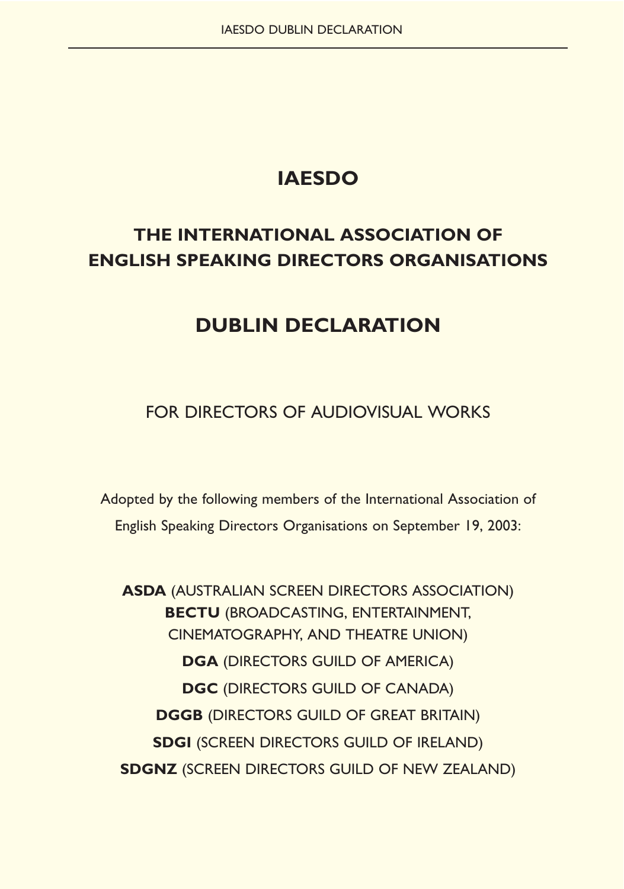# IAESDO

## THE INTERNATIONAL ASSOCIATION OF ENGLISH SPEAKING DIRECTORS ORGANISATIONS

# DUBLIN DECLARATION

FOR DIRECTORS OF AUDIOVISUAL WORKS

Adopted by the following members of the International Association of English Speaking Directors Organisations on September 19, 2003:

**ASDA** (AUSTRALIAN SCREEN DIRECTORS ASSOCIATION)
**BECTU** (BROADCASTING, ENTERTAINMENT, CINEMATOGRAPHY, AND THEATRE UNION)
**DGA** (DIRECTORS GUILD OF AMERICA)
**DGC** (DIRECTORS GUILD OF CANADA)
**DGGB** (DIRECTORS GUILD OF GREAT BRITAIN)
**SDGI** (SCREEN DIRECTORS GUILD OF IRELAND)
**SDGNZ** (SCREEN DIRECTORS GUILD OF NEW ZEALAND)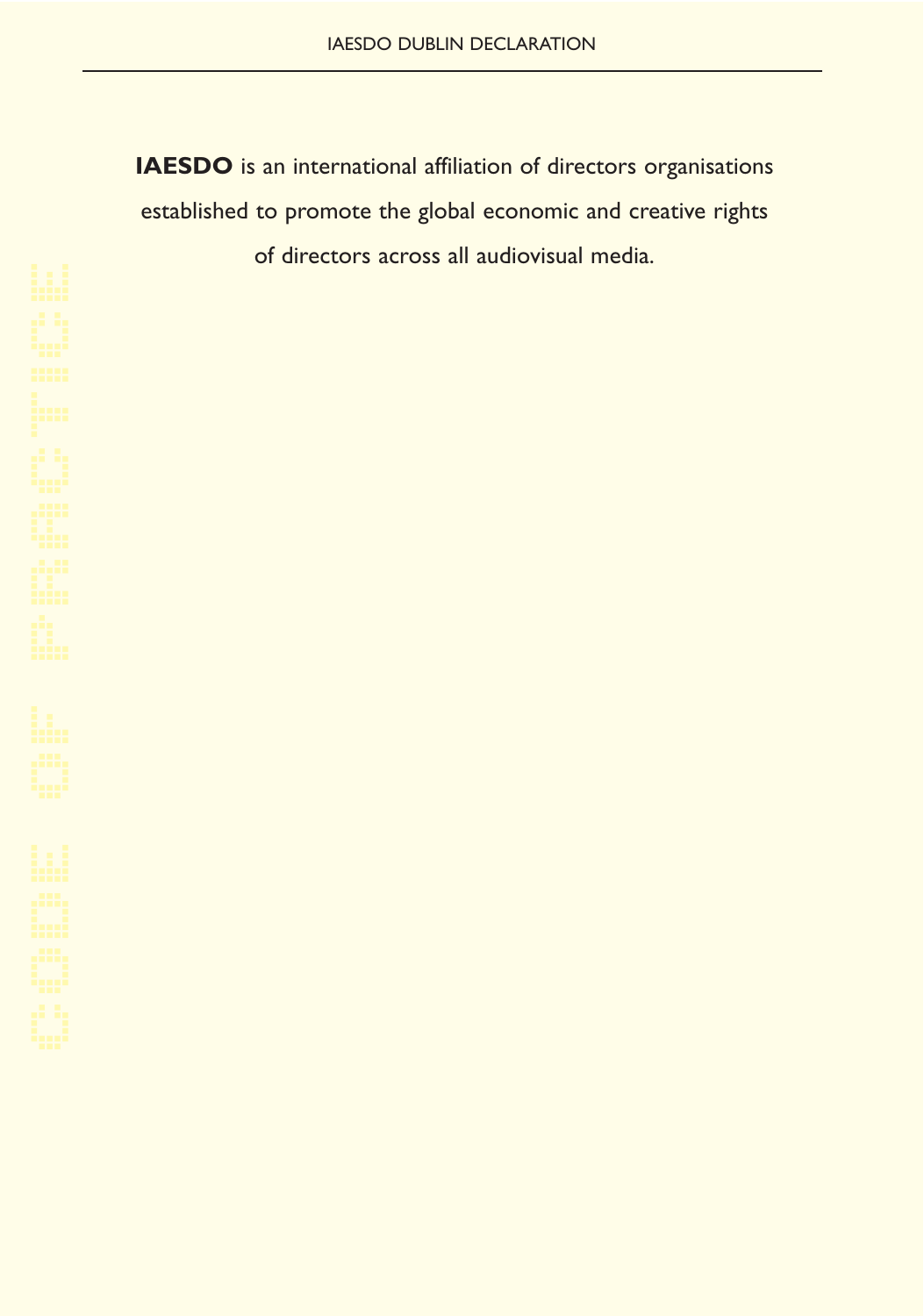**IAESDO** is an international affiliation of directors organisations established to promote the global economic and creative rights of directors across all audiovisual media.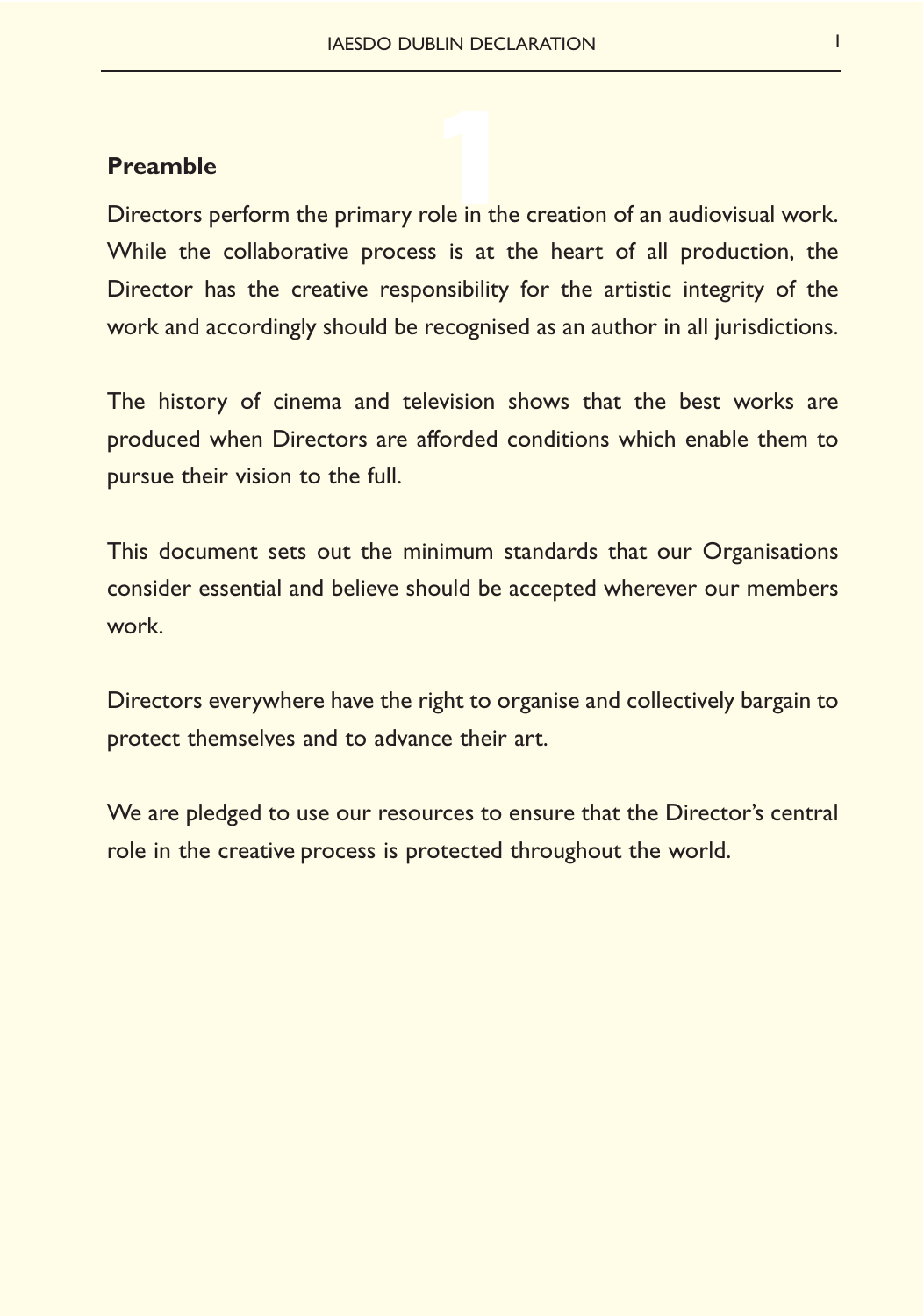## Preamble

Directors perform the primary role in the creation of an audiovisual work. While the collaborative process is at the heart of all production, the Director has the creative responsibility for the artistic integrity of the work and accordingly should be recognised as an author in all jurisdictions.

The history of cinema and television shows that the best works are produced when Directors are afforded conditions which enable them to pursue their vision to the full.

This document sets out the minimum standards that our Organisations consider essential and believe should be accepted wherever our members work.

Directors everywhere have the right to organise and collectively bargain to protect themselves and to advance their art.

We are pledged to use our resources to ensure that the Director's central role in the creative process is protected throughout the world.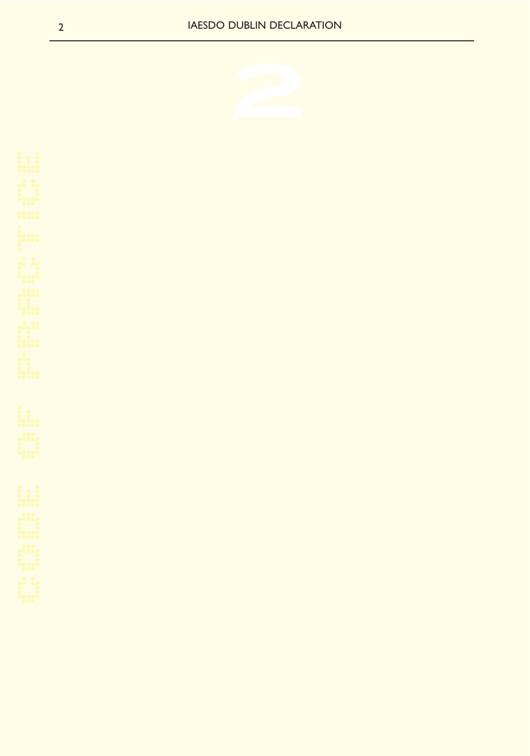# 2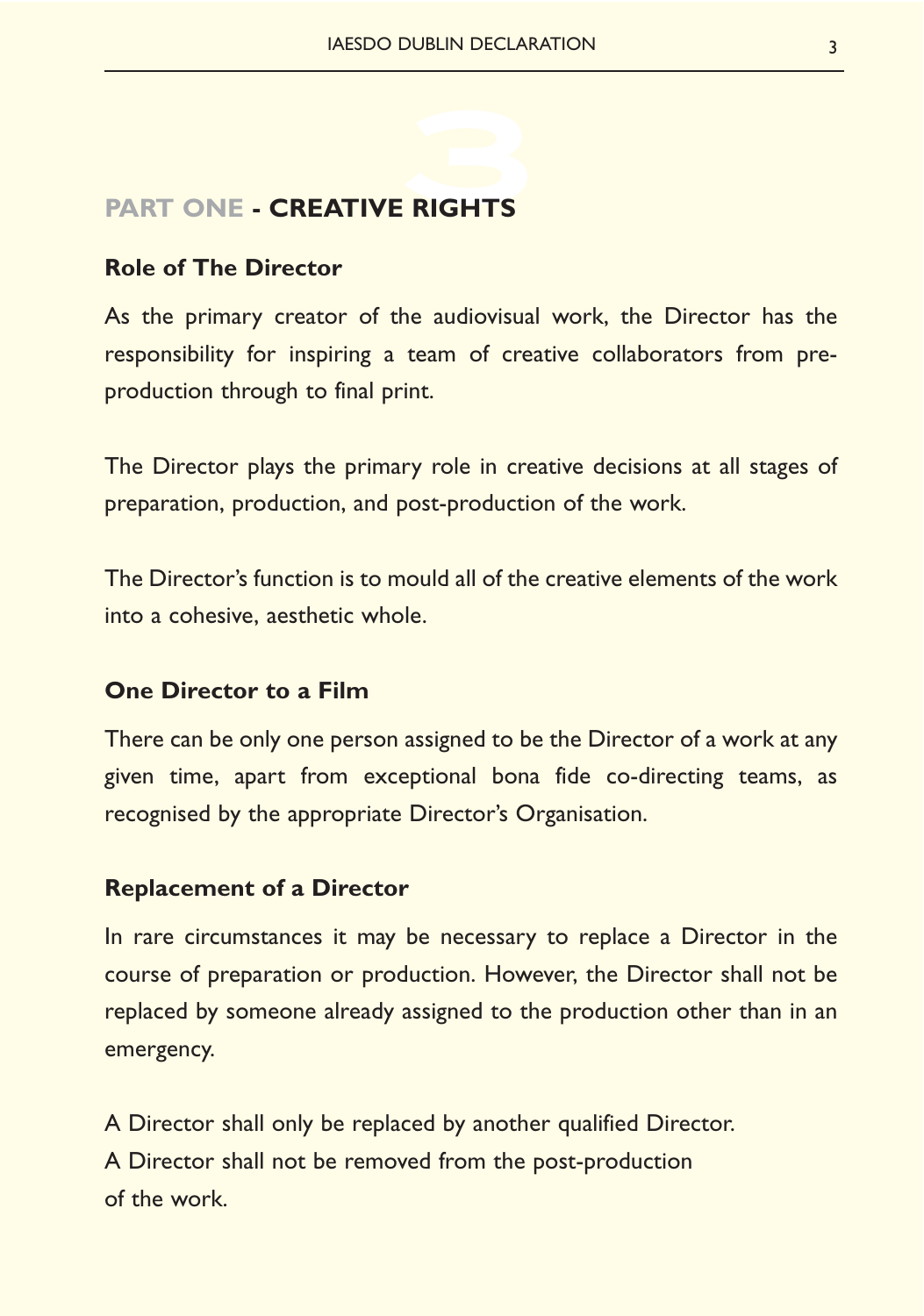## PART ONE - CREATIVE RIGHTS

### Role of The Director

As the primary creator of the audiovisual work, the Director has the responsibility for inspiring a team of creative collaborators from pre-production through to final print.

The Director plays the primary role in creative decisions at all stages of preparation, production, and post-production of the work.

The Director's function is to mould all of the creative elements of the work into a cohesive, aesthetic whole.

### One Director to a Film

There can be only one person assigned to be the Director of a work at any given time, apart from exceptional bona fide co-directing teams, as recognised by the appropriate Director's Organisation.

### Replacement of a Director

In rare circumstances it may be necessary to replace a Director in the course of preparation or production. However, the Director shall not be replaced by someone already assigned to the production other than in an emergency.

A Director shall only be replaced by another qualified Director.
A Director shall not be removed from the post-production of the work.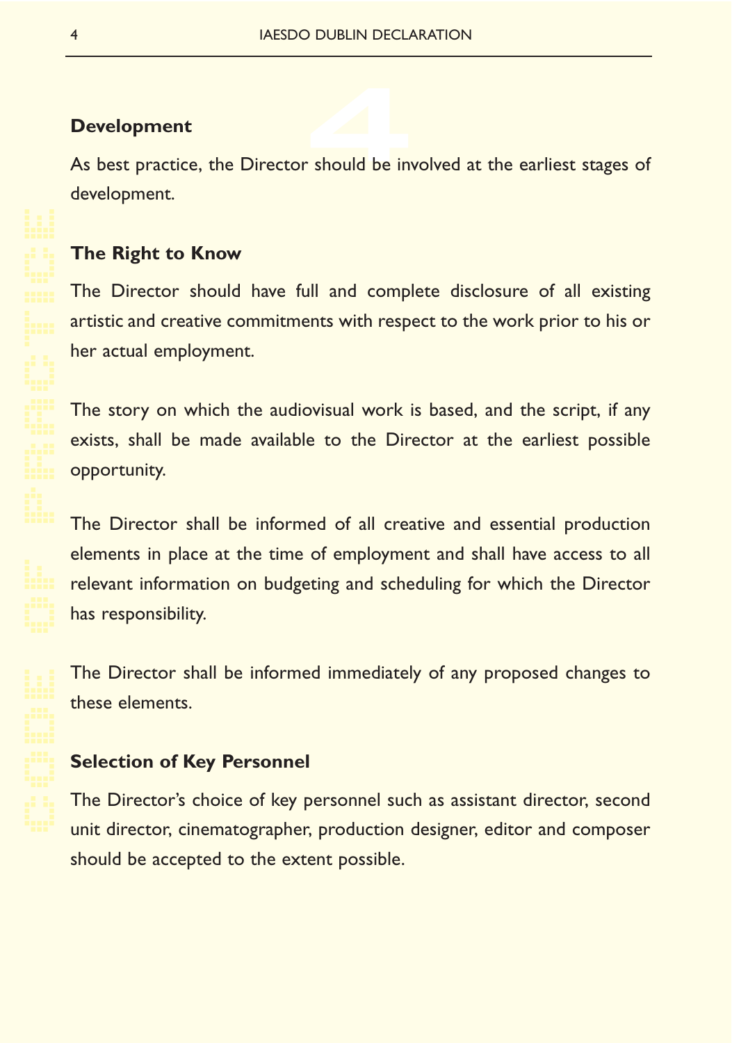## Development

As best practice, the Director should be involved at the earliest stages of development.

## The Right to Know

The Director should have full and complete disclosure of all existing artistic and creative commitments with respect to the work prior to his or her actual employment.

The story on which the audiovisual work is based, and the script, if any exists, shall be made available to the Director at the earliest possible opportunity.

The Director shall be informed of all creative and essential production elements in place at the time of employment and shall have access to all relevant information on budgeting and scheduling for which the Director has responsibility.

The Director shall be informed immediately of any proposed changes to these elements.

## Selection of Key Personnel

The Director's choice of key personnel such as assistant director, second unit director, cinematographer, production designer, editor and composer should be accepted to the extent possible.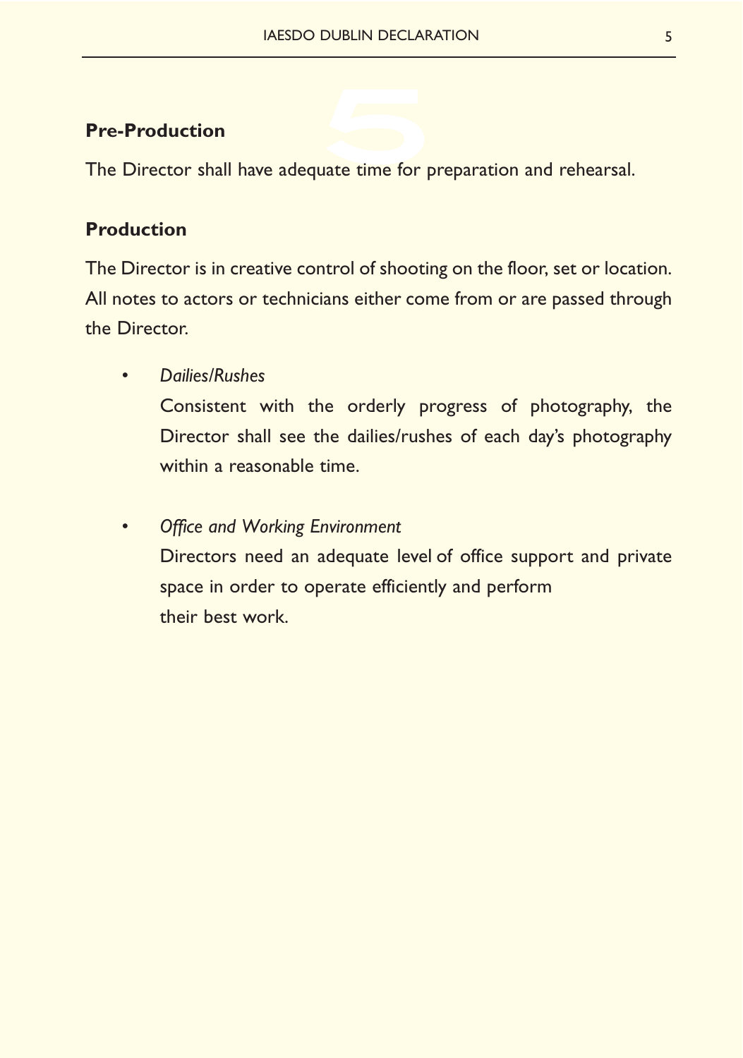**Pre-Production**

The Director shall have adequate time for preparation and rehearsal.

**Production**

The Director is in creative control of shooting on the floor, set or location. All notes to actors or technicians either come from or are passed through the Director.

- *Dailies/Rushes*

  Consistent with the orderly progress of photography, the Director shall see the dailies/rushes of each day's photography within a reasonable time.

- *Office and Working Environment*

  Directors need an adequate level of office support and private space in order to operate efficiently and perform their best work.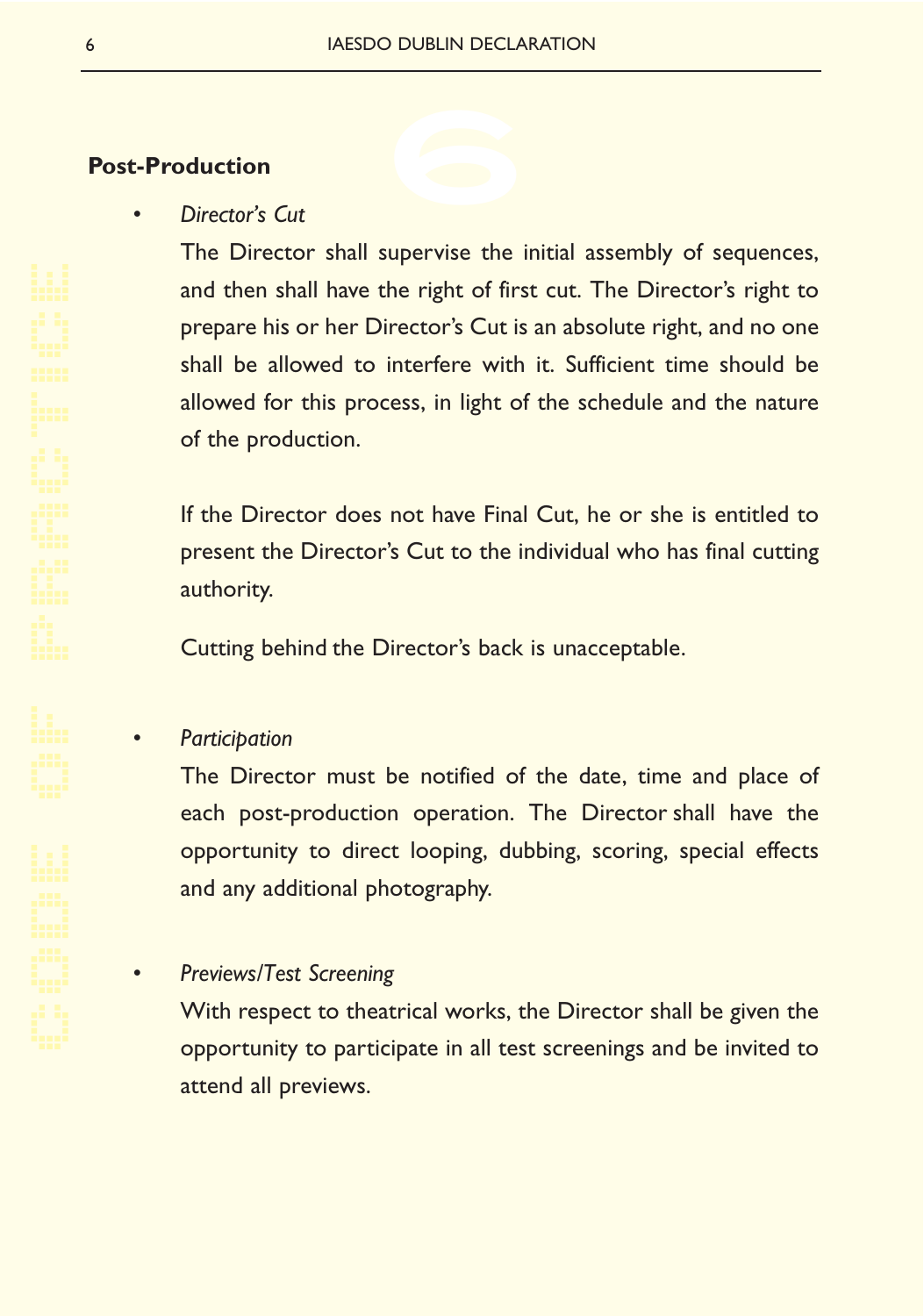## Post-Production

- *Director's Cut*

  The Director shall supervise the initial assembly of sequences, and then shall have the right of first cut. The Director's right to prepare his or her Director's Cut is an absolute right, and no one shall be allowed to interfere with it. Sufficient time should be allowed for this process, in light of the schedule and the nature of the production.

  If the Director does not have Final Cut, he or she is entitled to present the Director's Cut to the individual who has final cutting authority.

  Cutting behind the Director's back is unacceptable.

- *Participation*

  The Director must be notified of the date, time and place of each post-production operation. The Director shall have the opportunity to direct looping, dubbing, scoring, special effects and any additional photography.

- *Previews/Test Screening*

  With respect to theatrical works, the Director shall be given the opportunity to participate in all test screenings and be invited to attend all previews.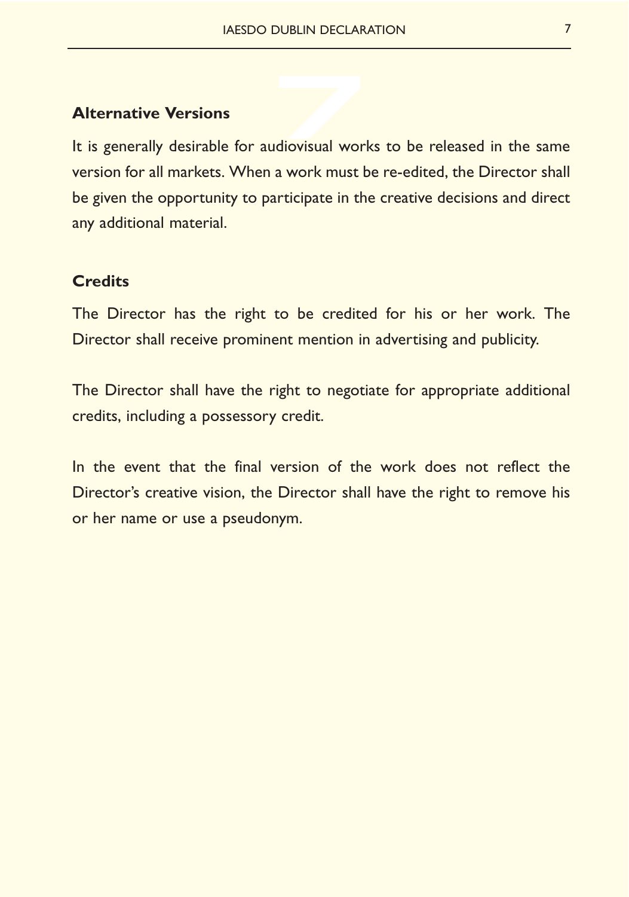## Alternative Versions

It is generally desirable for audiovisual works to be released in the same version for all markets. When a work must be re-edited, the Director shall be given the opportunity to participate in the creative decisions and direct any additional material.

## Credits

The Director has the right to be credited for his or her work. The Director shall receive prominent mention in advertising and publicity.

The Director shall have the right to negotiate for appropriate additional credits, including a possessory credit.

In the event that the final version of the work does not reflect the Director's creative vision, the Director shall have the right to remove his or her name or use a pseudonym.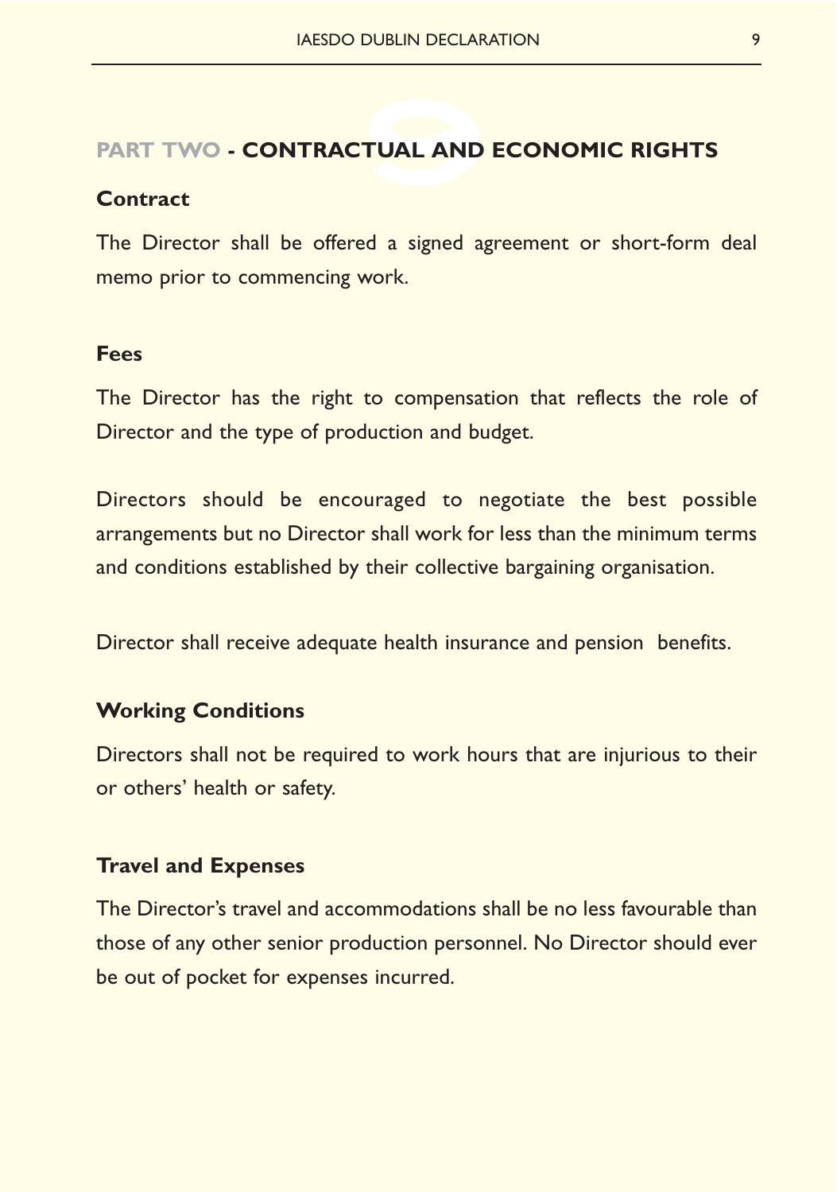## PART TWO - CONTRACTUAL AND ECONOMIC RIGHTS

### Contract

The Director shall be offered a signed agreement or short-form deal memo prior to commencing work.

### Fees

The Director has the right to compensation that reflects the role of Director and the type of production and budget.

Directors should be encouraged to negotiate the best possible arrangements but no Director shall work for less than the minimum terms and conditions established by their collective bargaining organisation.

Director shall receive adequate health insurance and pension benefits.

### Working Conditions

Directors shall not be required to work hours that are injurious to their or others' health or safety.

### Travel and Expenses

The Director's travel and accommodations shall be no less favourable than those of any other senior production personnel. No Director should ever be out of pocket for expenses incurred.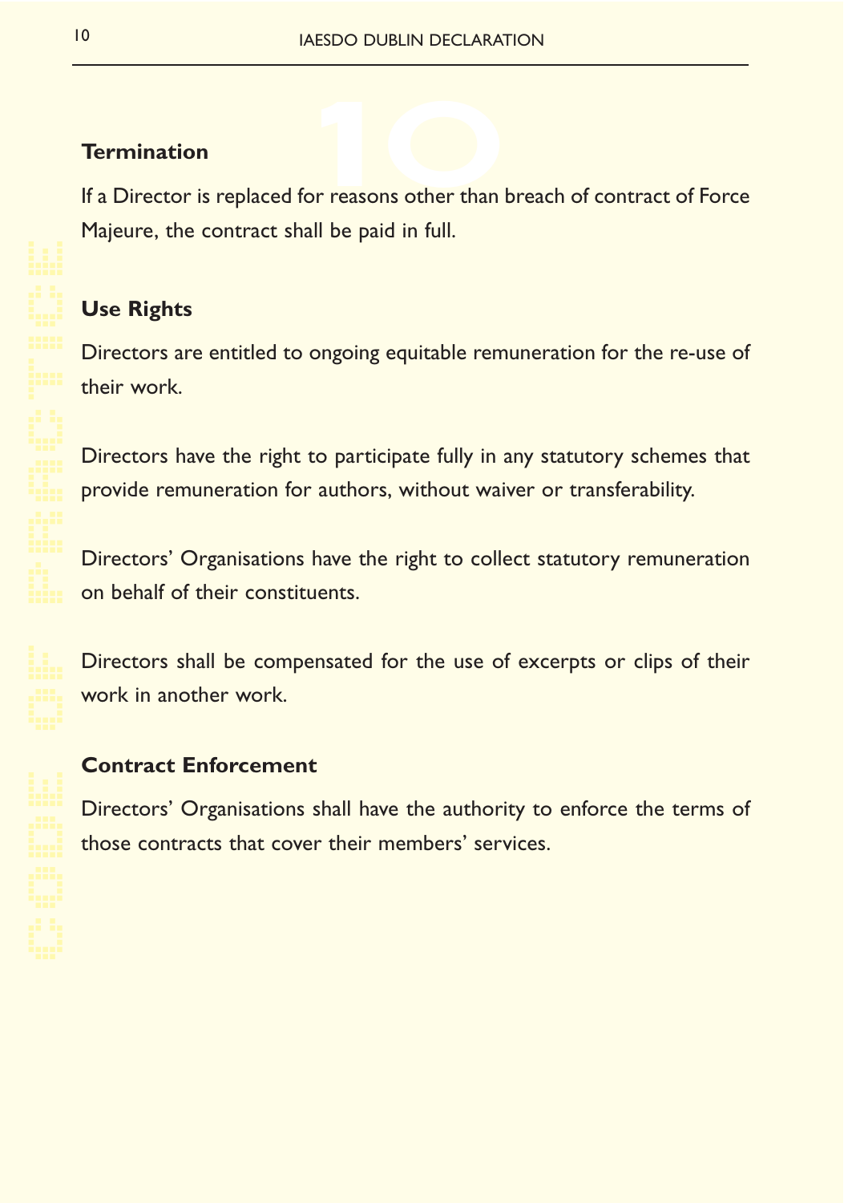### Termination

If a Director is replaced for reasons other than breach of contract of Force Majeure, the contract shall be paid in full.

### Use Rights

Directors are entitled to ongoing equitable remuneration for the re-use of their work.

Directors have the right to participate fully in any statutory schemes that provide remuneration for authors, without waiver or transferability.

Directors' Organisations have the right to collect statutory remuneration on behalf of their constituents.

Directors shall be compensated for the use of excerpts or clips of their work in another work.

### Contract Enforcement

Directors' Organisations shall have the authority to enforce the terms of those contracts that cover their members' services.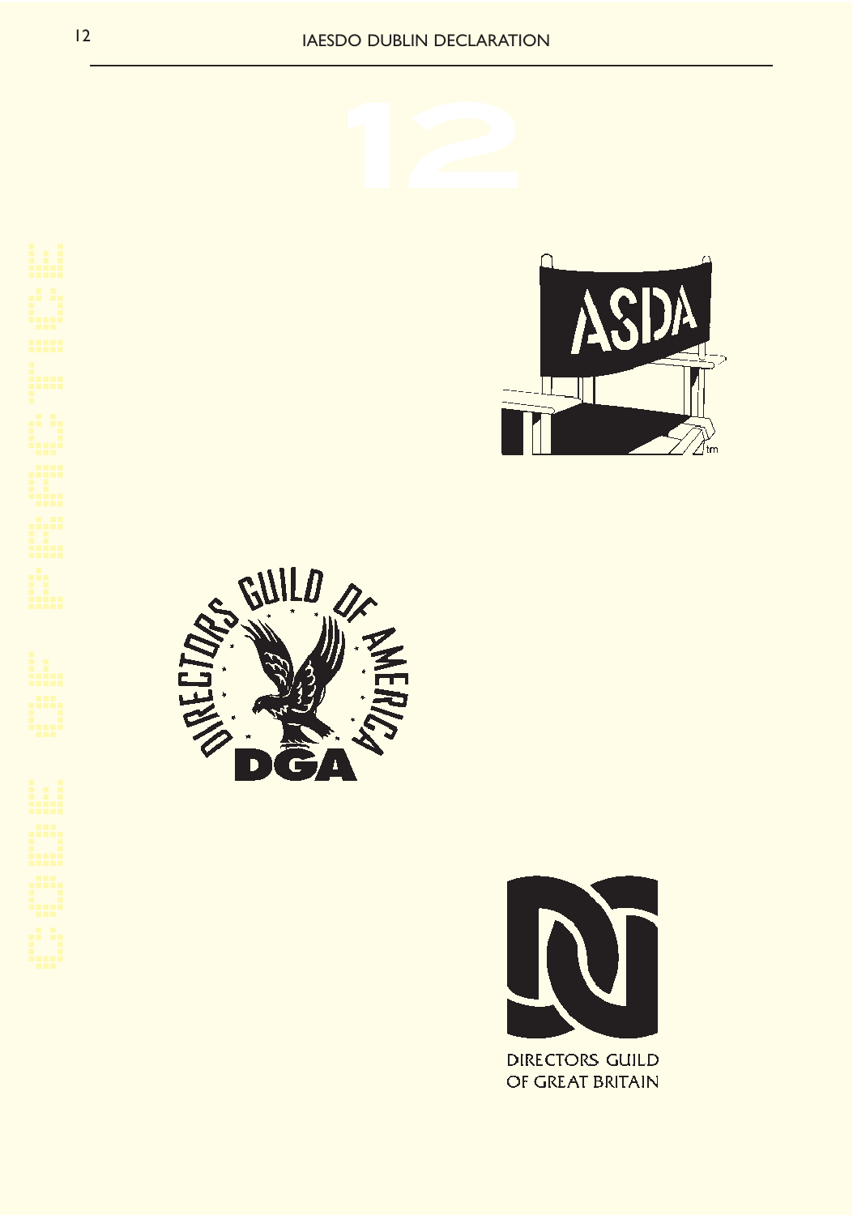# 12

ASDA

DIRECTORS GUILD OF AMERICA

DGA

DIRECTORS GUILD OF GREAT BRITAIN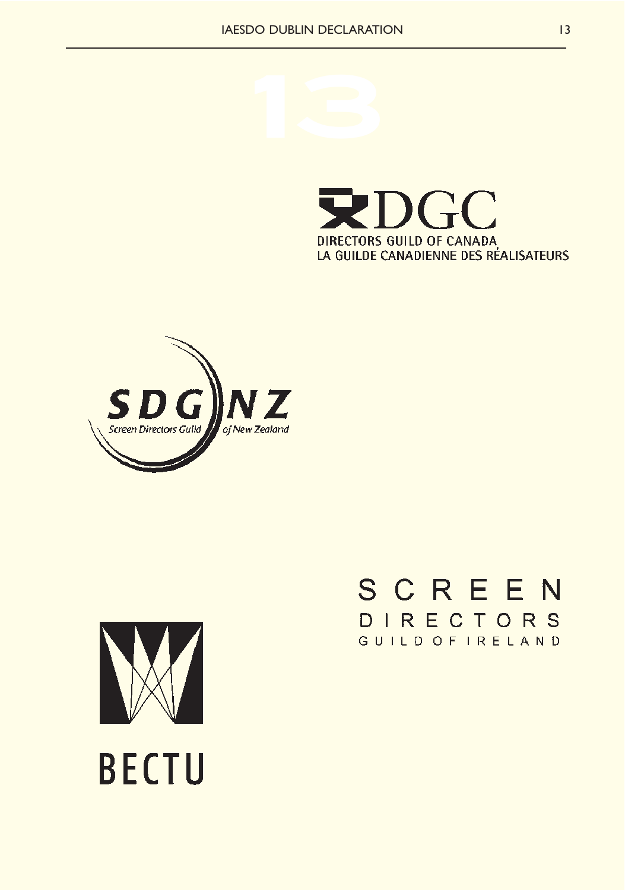DGC

DIRECTORS GUILD OF CANADA
LA GUILDE CANADIENNE DES RÉALISATEURS

SDG NZ

Screen Directors Guild of New Zealand

SCREEN
DIRECTORS
GUILD OF IRELAND

BECTU